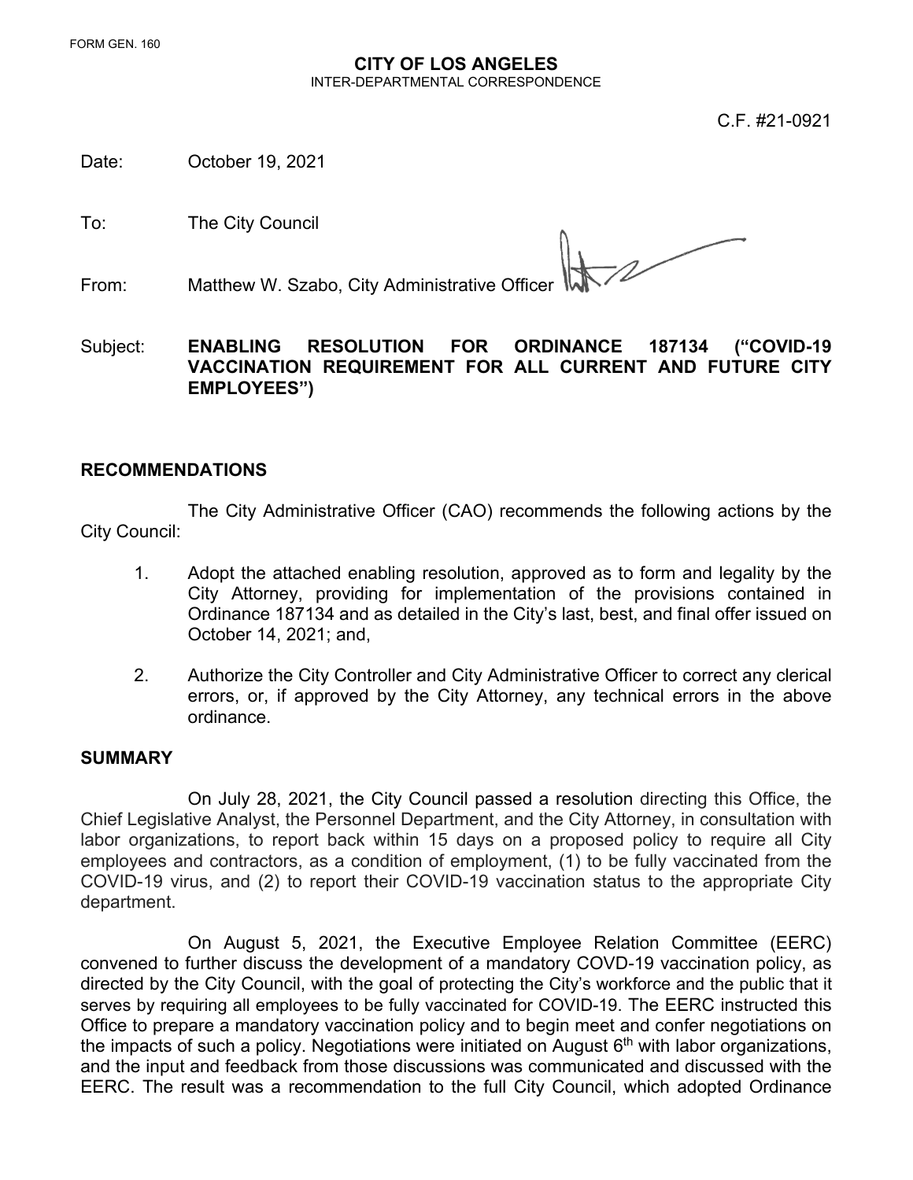FORM GEN. 160

**CITY OF LOS ANGELES**
INTER-DEPARTMENTAL CORRESPONDENCE

C.F. #21-0921

Date: October 19, 2021

To: The City Council

From: Matthew W. Szabo, City Administrative Officer

Subject: **ENABLING RESOLUTION FOR ORDINANCE 187134 ("COVID-19 VACCINATION REQUIREMENT FOR ALL CURRENT AND FUTURE CITY EMPLOYEES")**

## RECOMMENDATIONS

The City Administrative Officer (CAO) recommends the following actions by the City Council:

1. Adopt the attached enabling resolution, approved as to form and legality by the City Attorney, providing for implementation of the provisions contained in Ordinance 187134 and as detailed in the City's last, best, and final offer issued on October 14, 2021; and,

2. Authorize the City Controller and City Administrative Officer to correct any clerical errors, or, if approved by the City Attorney, any technical errors in the above ordinance.

## SUMMARY

On July 28, 2021, the City Council passed a resolution directing this Office, the Chief Legislative Analyst, the Personnel Department, and the City Attorney, in consultation with labor organizations, to report back within 15 days on a proposed policy to require all City employees and contractors, as a condition of employment, (1) to be fully vaccinated from the COVID-19 virus, and (2) to report their COVID-19 vaccination status to the appropriate City department.

On August 5, 2021, the Executive Employee Relation Committee (EERC) convened to further discuss the development of a mandatory COVD-19 vaccination policy, as directed by the City Council, with the goal of protecting the City's workforce and the public that it serves by requiring all employees to be fully vaccinated for COVID-19. The EERC instructed this Office to prepare a mandatory vaccination policy and to begin meet and confer negotiations on the impacts of such a policy. Negotiations were initiated on August 6th with labor organizations, and the input and feedback from those discussions was communicated and discussed with the EERC. The result was a recommendation to the full City Council, which adopted Ordinance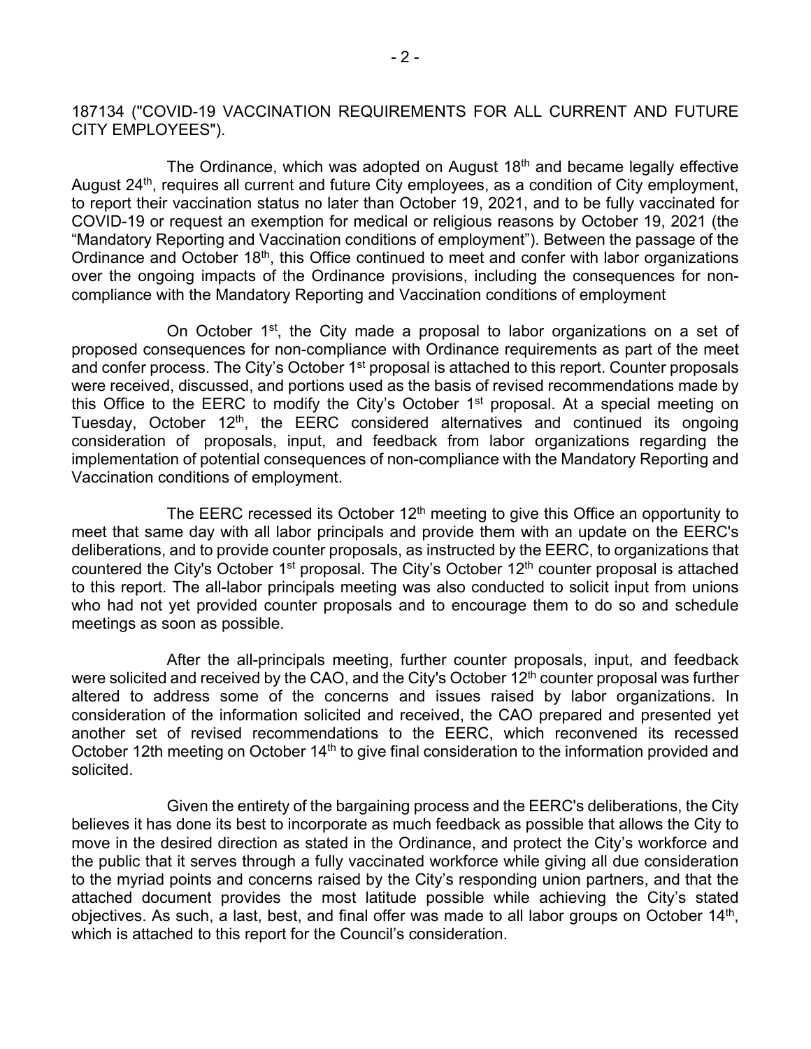187134 ("COVID-19 VACCINATION REQUIREMENTS FOR ALL CURRENT AND FUTURE CITY EMPLOYEES").

The Ordinance, which was adopted on August 18th and became legally effective August 24th, requires all current and future City employees, as a condition of City employment, to report their vaccination status no later than October 19, 2021, and to be fully vaccinated for COVID-19 or request an exemption for medical or religious reasons by October 19, 2021 (the "Mandatory Reporting and Vaccination conditions of employment"). Between the passage of the Ordinance and October 18th, this Office continued to meet and confer with labor organizations over the ongoing impacts of the Ordinance provisions, including the consequences for non-compliance with the Mandatory Reporting and Vaccination conditions of employment

On October 1st, the City made a proposal to labor organizations on a set of proposed consequences for non-compliance with Ordinance requirements as part of the meet and confer process. The City's October 1st proposal is attached to this report. Counter proposals were received, discussed, and portions used as the basis of revised recommendations made by this Office to the EERC to modify the City's October 1st proposal. At a special meeting on Tuesday, October 12th, the EERC considered alternatives and continued its ongoing consideration of proposals, input, and feedback from labor organizations regarding the implementation of potential consequences of non-compliance with the Mandatory Reporting and Vaccination conditions of employment.

The EERC recessed its October 12th meeting to give this Office an opportunity to meet that same day with all labor principals and provide them with an update on the EERC's deliberations, and to provide counter proposals, as instructed by the EERC, to organizations that countered the City's October 1st proposal. The City's October 12th counter proposal is attached to this report. The all-labor principals meeting was also conducted to solicit input from unions who had not yet provided counter proposals and to encourage them to do so and schedule meetings as soon as possible.

After the all-principals meeting, further counter proposals, input, and feedback were solicited and received by the CAO, and the City's October 12th counter proposal was further altered to address some of the concerns and issues raised by labor organizations. In consideration of the information solicited and received, the CAO prepared and presented yet another set of revised recommendations to the EERC, which reconvened its recessed October 12th meeting on October 14th to give final consideration to the information provided and solicited.

Given the entirety of the bargaining process and the EERC's deliberations, the City believes it has done its best to incorporate as much feedback as possible that allows the City to move in the desired direction as stated in the Ordinance, and protect the City's workforce and the public that it serves through a fully vaccinated workforce while giving all due consideration to the myriad points and concerns raised by the City's responding union partners, and that the attached document provides the most latitude possible while achieving the City's stated objectives. As such, a last, best, and final offer was made to all labor groups on October 14th, which is attached to this report for the Council's consideration.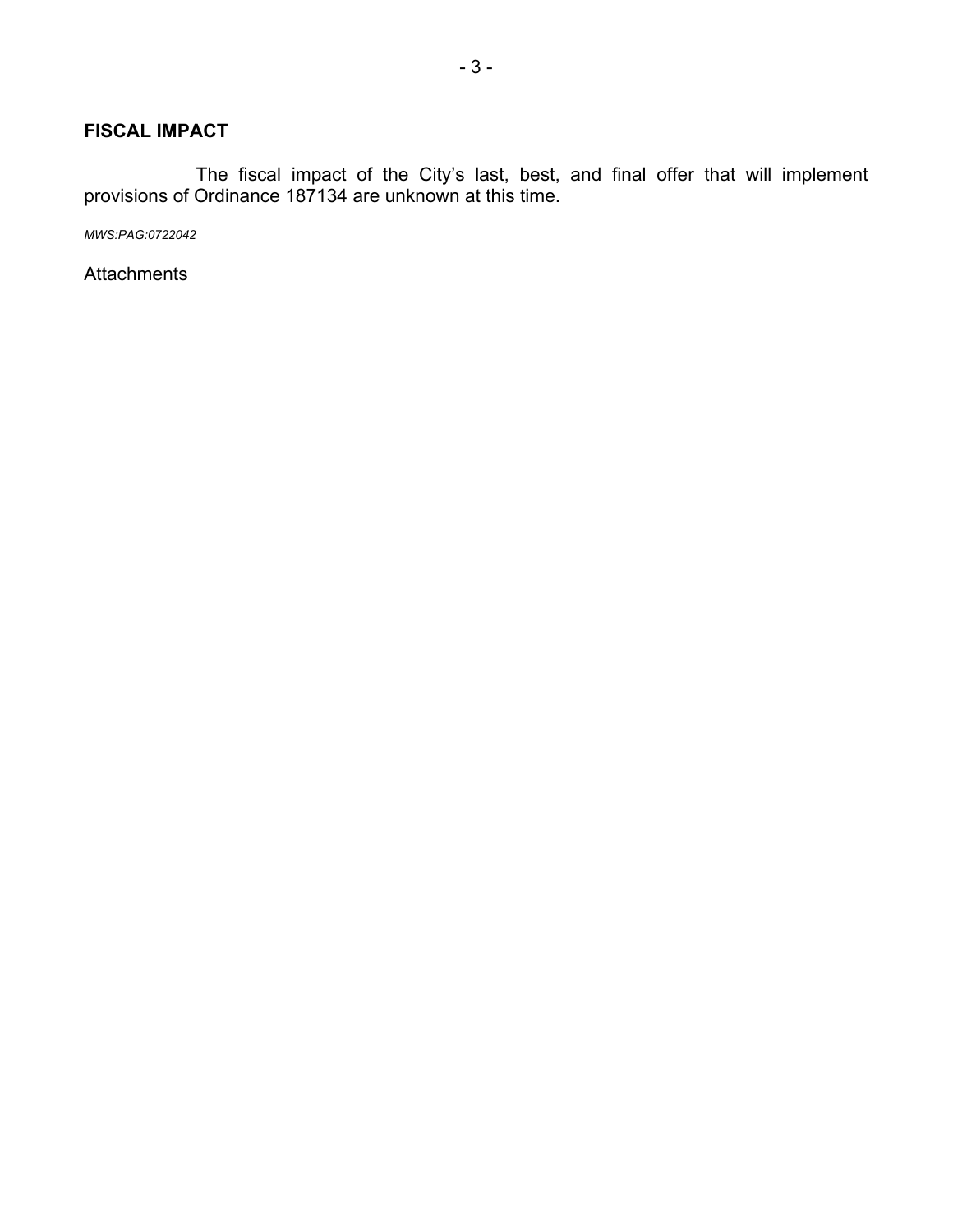## FISCAL IMPACT

The fiscal impact of the City's last, best, and final offer that will implement provisions of Ordinance 187134 are unknown at this time.

*MWS:PAG:0722042*

Attachments